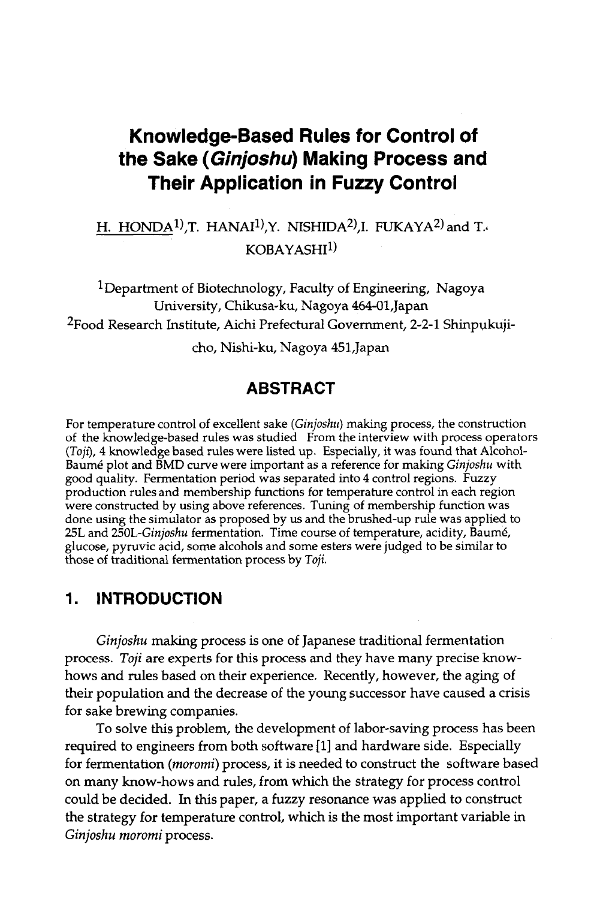# Knowledge-Based Rules for Control of the Sake (*Ginjoshu*) Making Process and Their Application in Fuzzy Control

H. HONDA[1)],T. HANAI[1)],Y. NISHIDA[2)],I. FUKAYA[2)] and T. KOBAYASHI[1)]

[1]Department of Biotechnology, Faculty of Engineering, Nagoya University, Chikusa-ku, Nagoya 464-01,Japan
[2]Food Research Institute, Aichi Prefectural Government, 2-2-1 Shinpukuji-cho, Nishi-ku, Nagoya 451,Japan

## ABSTRACT

For temperature control of excellent sake (*Ginjoshu*) making process, the construction of the knowledge-based rules was studied From the interview with process operators (*Toji*), 4 knowledge based rules were listed up. Especially, it was found that Alcohol-Baumé plot and BMD curve were important as a reference for making *Ginjoshu* with good quality. Fermentation period was separated into 4 control regions. Fuzzy production rules and membership functions for temperature control in each region were constructed by using above references. Tuning of membership function was done using the simulator as proposed by us and the brushed-up rule was applied to 25L and 250L-*Ginjoshu* fermentation. Time course of temperature, acidity, Baumé, glucose, pyruvic acid, some alcohols and some esters were judged to be similar to those of traditional fermentation process by *Toji*.

## 1. INTRODUCTION

*Ginjoshu* making process is one of Japanese traditional fermentation process. *Toji* are experts for this process and they have many precise know-hows and rules based on their experience. Recently, however, the aging of their population and the decrease of the young successor have caused a crisis for sake brewing companies.

To solve this problem, the development of labor-saving process has been required to engineers from both software [1] and hardware side. Especially for fermentation (*moromi*) process, it is needed to construct the software based on many know-hows and rules, from which the strategy for process control could be decided. In this paper, a fuzzy resonance was applied to construct the strategy for temperature control, which is the most important variable in *Ginjoshu moromi* process.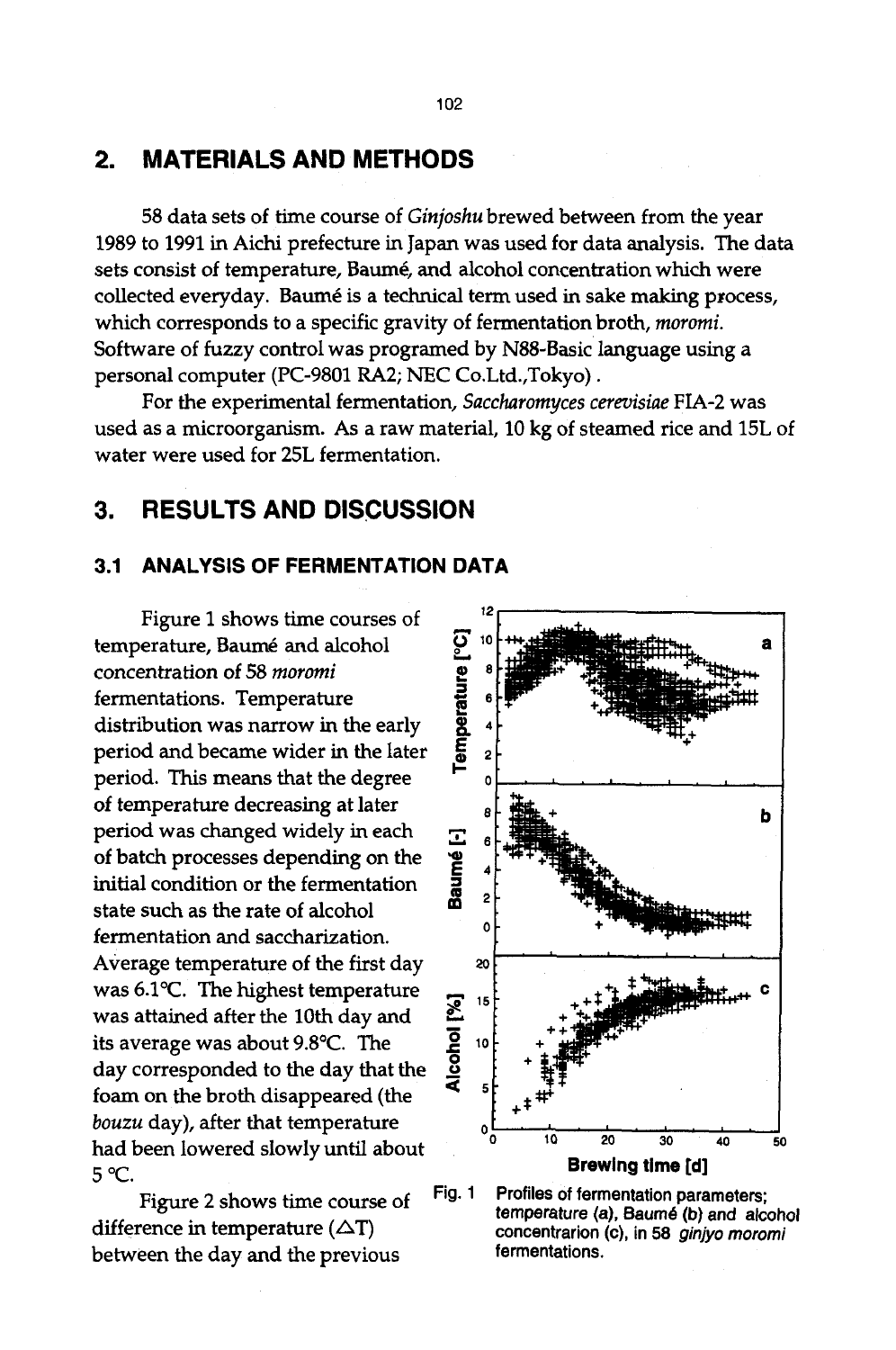## 2. MATERIALS AND METHODS

58 data sets of time course of *Ginjoshu* brewed between from the year 1989 to 1991 in Aichi prefecture in Japan was used for data analysis. The data sets consist of temperature, Baumé, and alcohol concentration which were collected everyday. Baumé is a technical term used in sake making process, which corresponds to a specific gravity of fermentation broth, *moromi*. Software of fuzzy control was programed by N88-Basic language using a personal computer (PC-9801 RA2; NEC Co.Ltd.,Tokyo).

For the experimental fermentation, *Saccharomyces cerevisiae* FIA-2 was used as a microorganism. As a raw material, 10 kg of steamed rice and 15L of water were used for 25L fermentation.

## 3. RESULTS AND DISCUSSION

### 3.1 ANALYSIS OF FERMENTATION DATA

Figure 1 shows time courses of temperature, Baumé and alcohol concentration of 58 *moromi* fermentations. Temperature distribution was narrow in the early period and became wider in the later period. This means that the degree of temperature decreasing at later period was changed widely in each of batch processes depending on the initial condition or the fermentation state such as the rate of alcohol fermentation and saccharization. Average temperature of the first day was 6.1°C. The highest temperature was attained after the 10th day and its average was about 9.8°C. The day corresponded to the day that the foam on the broth disappeared (the *bouzu* day), after that temperature had been lowered slowly until about 5 °C.

Fig. 1 Profiles of fermentation parameters; temperature (a), Baumé (b) and alcohol concentrarion (c), in 58 *ginjyo moromi* fermentations.

Figure 2 shows time course of difference in temperature ($\Delta T$) between the day and the previous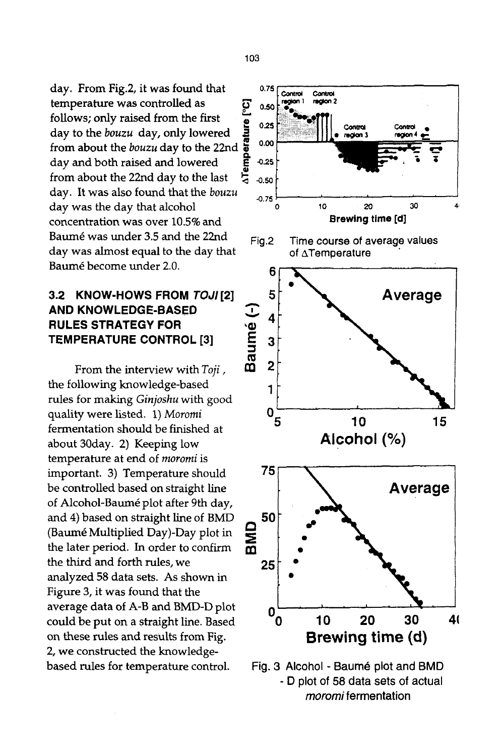day. From Fig.2, it was found that temperature was controlled as follows; only raised from the first day to the *bouzu* day, only lowered from about the *bouzu* day to the 22nd day and both raised and lowered from about the 22nd day to the last day. It was also found that the *bouzu* day was the day that alcohol concentration was over 10.5% and Baumé was under 3.5 and the 22nd day was almost equal to the day that Baumé become under 2.0.

### 3.2 KNOW-HOWS FROM *TOJI* [2] AND KNOWLEDGE-BASED RULES STRATEGY FOR TEMPERATURE CONTROL [3]

From the interview with *Toji*, the following knowledge-based rules for making *Ginjoshu* with good quality were listed. 1) *Moromi* fermentation should be finished at about 30day. 2) Keeping low temperature at end of *moromi* is important. 3) Temperature should be controlled based on straight line of Alcohol-Baumé plot after 9th day, and 4) based on straight line of BMD (Baumé Multiplied Day)-Day plot in the later period. In order to confirm the third and forth rules, we analyzed 58 data sets. As shown in Figure 3, it was found that the average data of A-B and BMD-D plot could be put on a straight line. Based on these rules and results from Fig. 2, we constructed the knowledge-based rules for temperature control.

Fig.2 Time course of average values of ΔTemperature

Fig. 3 Alcohol - Baumé plot and BMD - D plot of 58 data sets of actual *moromi* fermentation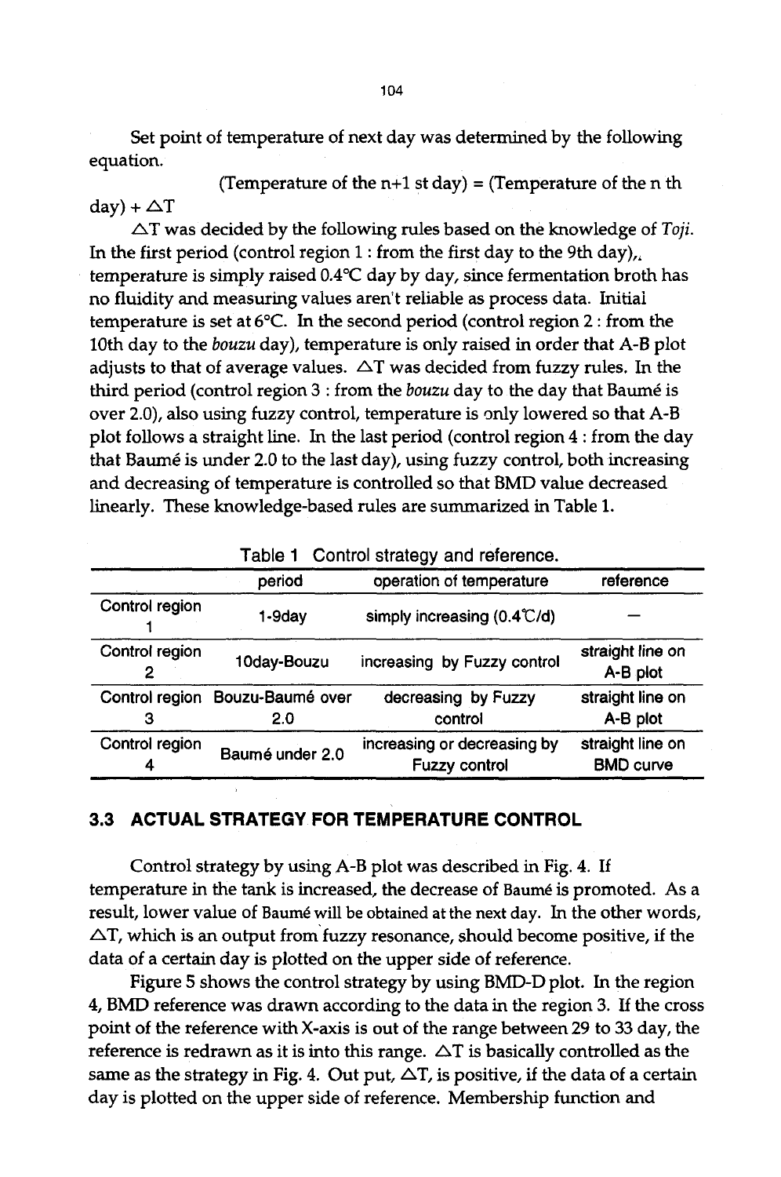Set point of temperature of next day was determined by the following equation.

(Temperature of the n+1 st day) = (Temperature of the n th day) + $\triangle T$

$\triangle T$ was decided by the following rules based on the knowledge of *Toji*. In the first period (control region 1 : from the first day to the 9th day), temperature is simply raised 0.4°C day by day, since fermentation broth has no fluidity and measuring values aren't reliable as process data. Initial temperature is set at 6°C. In the second period (control region 2 : from the 10th day to the *bouzu* day), temperature is only raised in order that A-B plot adjusts to that of average values. $\triangle T$ was decided from fuzzy rules. In the third period (control region 3 : from the *bouzu* day to the day that Baumé is over 2.0), also using fuzzy control, temperature is only lowered so that A-B plot follows a straight line. In the last period (control region 4 : from the day that Baumé is under 2.0 to the last day), using fuzzy control, both increasing and decreasing of temperature is controlled so that BMD value decreased linearly. These knowledge-based rules are summarized in Table 1.

Table 1 Control strategy and reference.

| | period | operation of temperature | reference |
|---|---|---|---|
| Control region 1 | 1-9day | simply increasing (0.4°C/d) | — |
| Control region 2 | 10day-Bouzu | increasing by Fuzzy control | straight line on A-B plot |
| Control region 3 | Bouzu-Baumé over 2.0 | decreasing by Fuzzy control | straight line on A-B plot |
| Control region 4 | Baumé under 2.0 | increasing or decreasing by Fuzzy control | straight line on BMD curve |

### 3.3 ACTUAL STRATEGY FOR TEMPERATURE CONTROL

Control strategy by using A-B plot was described in Fig. 4. If temperature in the tank is increased, the decrease of Baumé is promoted. As a result, lower value of Baumé will be obtained at the next day. In the other words, $\triangle T$, which is an output from fuzzy resonance, should become positive, if the data of a certain day is plotted on the upper side of reference.

Figure 5 shows the control strategy by using BMD-D plot. In the region 4, BMD reference was drawn according to the data in the region 3. If the cross point of the reference with X-axis is out of the range between 29 to 33 day, the reference is redrawn as it is into this range. $\triangle T$ is basically controlled as the same as the strategy in Fig. 4. Out put, $\triangle T$, is positive, if the data of a certain day is plotted on the upper side of reference. Membership function and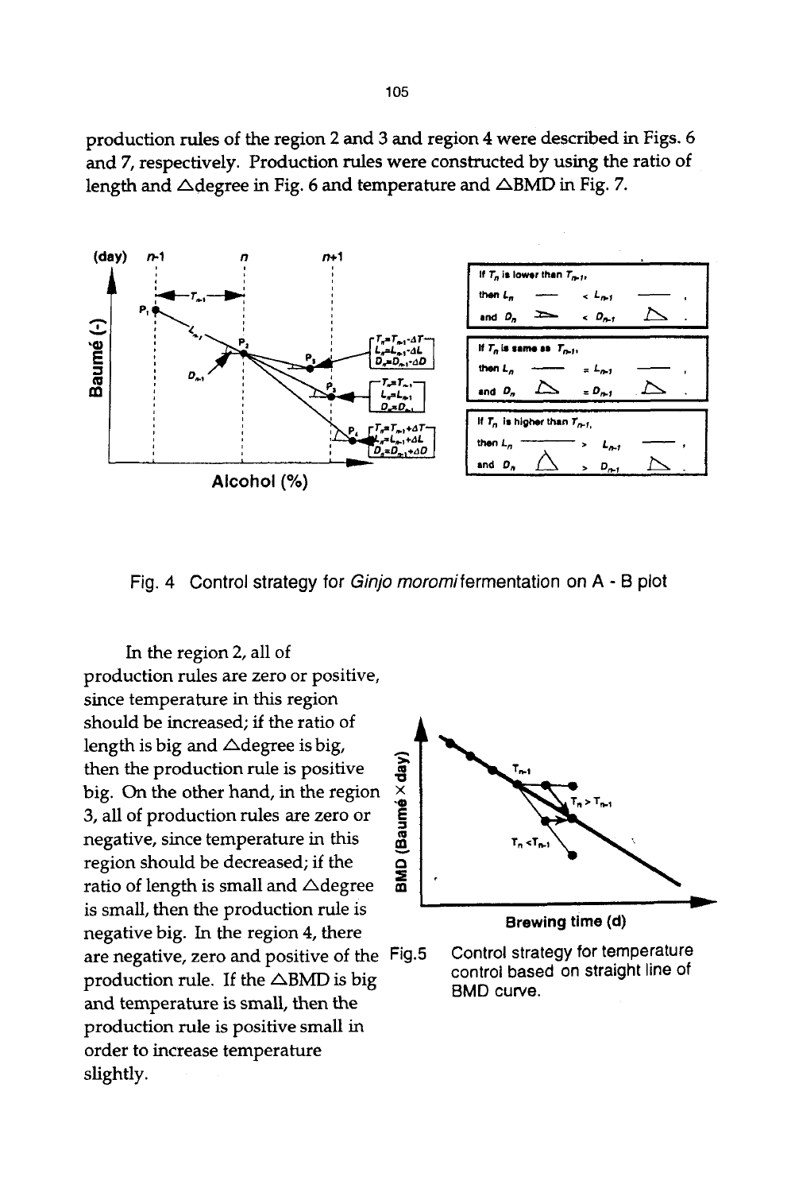production rules of the region 2 and 3 and region 4 were described in Figs. 6 and 7, respectively. Production rules were constructed by using the ratio of length and △degree in Fig. 6 and temperature and △BMD in Fig. 7.

Fig. 4 Control strategy for *Ginjo moromi* fermentation on A - B plot

In the region 2, all of production rules are zero or positive, since temperature in this region should be increased; if the ratio of length is big and △degree is big, then the production rule is positive big. On the other hand, in the region 3, all of production rules are zero or negative, since temperature in this region should be decreased; if the ratio of length is small and △degree is small, then the production rule is negative big. In the region 4, there are negative, zero and positive of the production rule. If the △BMD is big and temperature is small, then the production rule is positive small in order to increase temperature slightly.

Fig.5 Control strategy for temperature control based on straight line of BMD curve.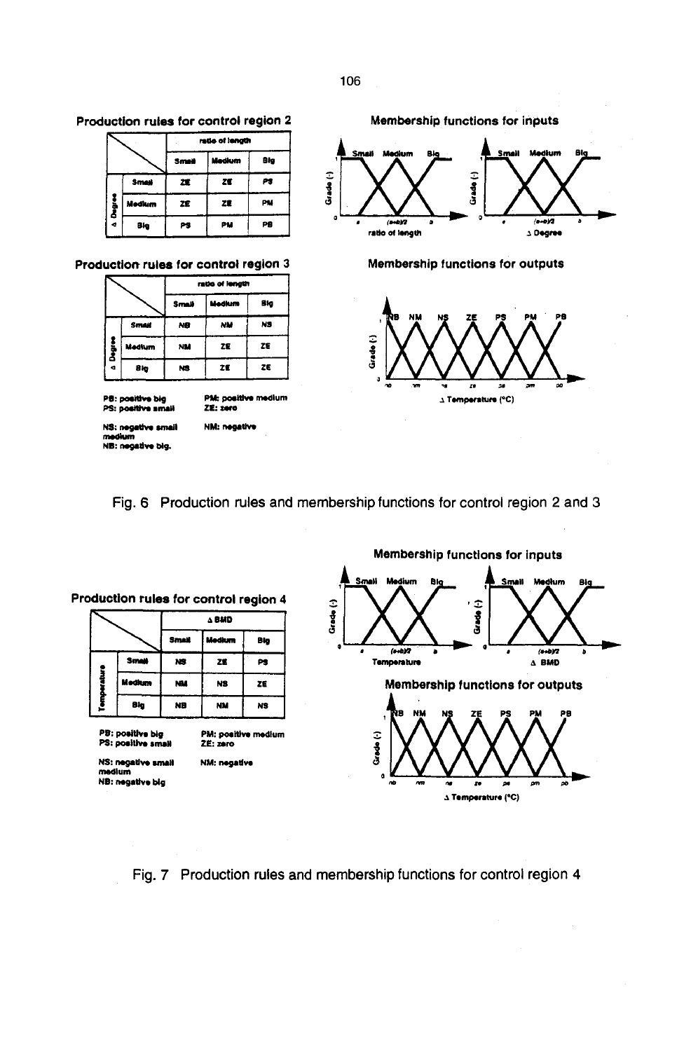**Production rules for control region 2**

| Δ Degree \ ratio of length | Small | Medium | Big |
|---|---|---|---|
| Small | ZE | ZE | PS |
| Medium | ZE | ZE | PM |
| Big | PS | PM | PB |

**Production rules for control region 3**

| Δ Degree \ ratio of length | Small | Medium | Big |
|---|---|---|---|
| Small | NB | NM | NS |
| Medium | NM | ZE | ZE |
| Big | NS | ZE | ZE |

PB: positive big
PM: positive medium
PS: positive small
ZE: zero
NS: negative small
NM: negative medium
NB: negative big.

**Membership functions for inputs**

**Membership functions for outputs**

Fig. 6 Production rules and membership functions for control region 2 and 3

**Production rules for control region 4**

| Temperature \ Δ BMD | Small | Medium | Big |
|---|---|---|---|
| Small | NS | ZE | PS |
| Medium | NM | NS | ZE |
| Big | NB | NM | NS |

PB: positive big
PM: positive medium
PS: positive small
ZE: zero
NS: negative small
NM: negative medium
NB: negative big

**Membership functions for inputs**

**Membership functions for outputs**

Fig. 7 Production rules and membership functions for control region 4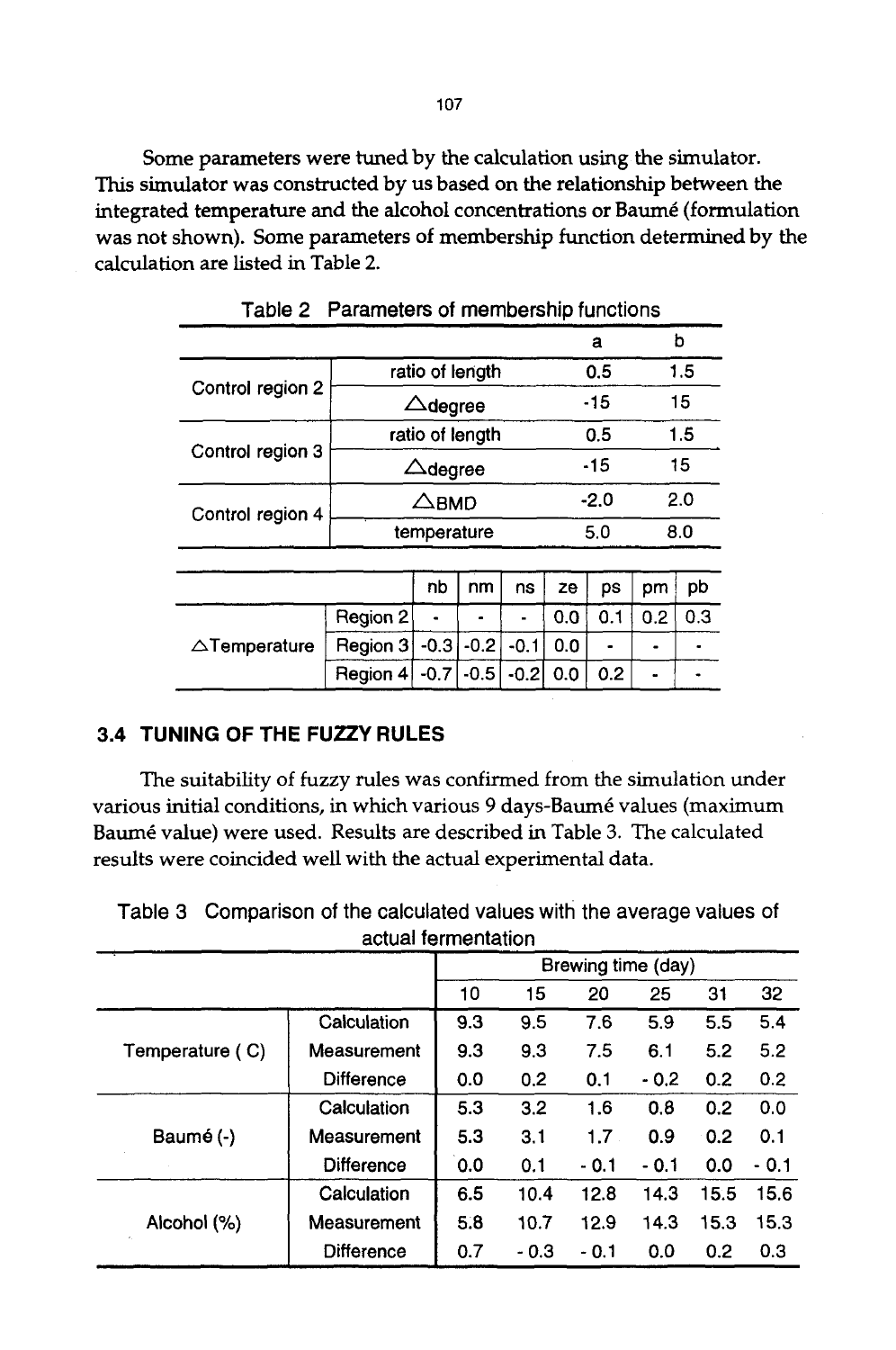Some parameters were tuned by the calculation using the simulator. This simulator was constructed by us based on the relationship between the integrated temperature and the alcohol concentrations or Baumé (formulation was not shown). Some parameters of membership function determined by the calculation are listed in Table 2.

Table 2 Parameters of membership functions

| | | a | b |
|---|---|---|---|
| Control region 2 | ratio of length | 0.5 | 1.5 |
| | △degree | -15 | 15 |
| Control region 3 | ratio of length | 0.5 | 1.5 |
| | △degree | -15 | 15 |
| Control region 4 | △BMD | -2.0 | 2.0 |
| | temperature | 5.0 | 8.0 |

| | | nb | nm | ns | ze | ps | pm | pb |
|---|---|---|---|---|---|---|---|---|
| △Temperature | Region 2 | - | - | - | 0.0 | 0.1 | 0.2 | 0.3 |
| | Region 3 | -0.3 | -0.2 | -0.1 | 0.0 | - | - | - |
| | Region 4 | -0.7 | -0.5 | -0.2 | 0.0 | 0.2 | - | - |

### 3.4 TUNING OF THE FUZZY RULES

The suitability of fuzzy rules was confirmed from the simulation under various initial conditions, in which various 9 days-Baumé values (maximum Baumé value) were used. Results are described in Table 3. The calculated results were coincided well with the actual experimental data.

Table 3 Comparison of the calculated values with the average values of actual fermentation

| | | Brewing time (day) | | | | | |
|---|---|---|---|---|---|---|---|
| | | 10 | 15 | 20 | 25 | 31 | 32 |
| Temperature ( C) | Calculation | 9.3 | 9.5 | 7.6 | 5.9 | 5.5 | 5.4 |
| | Measurement | 9.3 | 9.3 | 7.5 | 6.1 | 5.2 | 5.2 |
| | Difference | 0.0 | 0.2 | 0.1 | - 0.2 | 0.2 | 0.2 |
| Baumé (-) | Calculation | 5.3 | 3.2 | 1.6 | 0.8 | 0.2 | 0.0 |
| | Measurement | 5.3 | 3.1 | 1.7 | 0.9 | 0.2 | 0.1 |
| | Difference | 0.0 | 0.1 | - 0.1 | - 0.1 | 0.0 | - 0.1 |
| Alcohol (%) | Calculation | 6.5 | 10.4 | 12.8 | 14.3 | 15.5 | 15.6 |
| | Measurement | 5.8 | 10.7 | 12.9 | 14.3 | 15.3 | 15.3 |
| | Difference | 0.7 | - 0.3 | - 0.1 | 0.0 | 0.2 | 0.3 |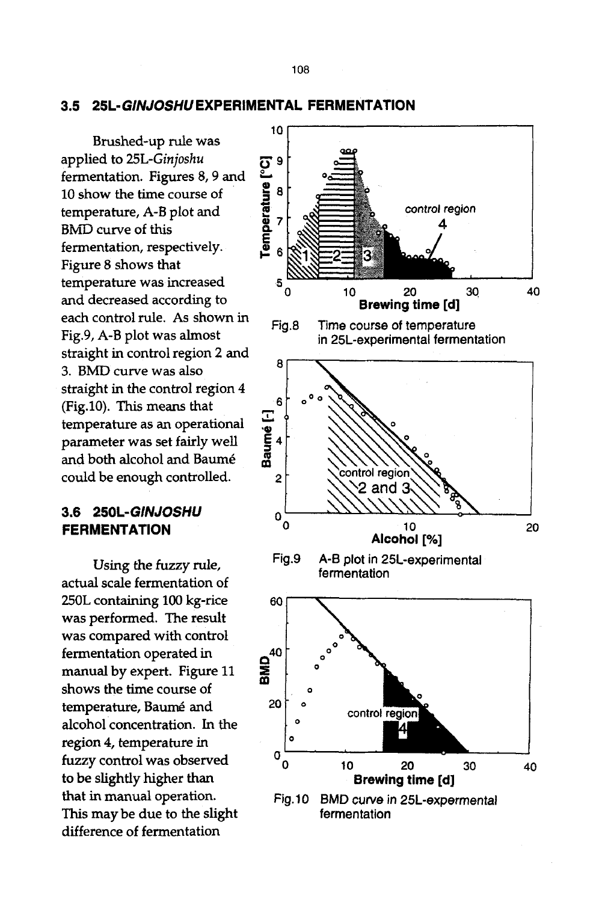### 3.5 25L-*GINJOSHU* EXPERIMENTAL FERMENTATION

Brushed-up rule was applied to 25L-*Ginjoshu* fermentation. Figures 8, 9 and 10 show the time course of temperature, A-B plot and BMD curve of this fermentation, respectively. Figure 8 shows that temperature was increased and decreased according to each control rule. As shown in Fig.9, A-B plot was almost straight in control region 2 and 3. BMD curve was also straight in the control region 4 (Fig.10). This means that temperature as an operational parameter was set fairly well and both alcohol and Baumé could be enough controlled.

Fig.8 Time course of temperature in 25L-experimental fermentation

Fig.9 A-B plot in 25L-experimental fermentation

Fig.10 BMD curve in 25L-expermental fermentation

### 3.6 250L-*GINJOSHU* FERMENTATION

Using the fuzzy rule, actual scale fermentation of 250L containing 100 kg-rice was performed. The result was compared with control fermentation operated in manual by expert. Figure 11 shows the time course of temperature, Baumé and alcohol concentration. In the region 4, temperature in fuzzy control was observed to be slightly higher than that in manual operation. This may be due to the slight difference of fermentation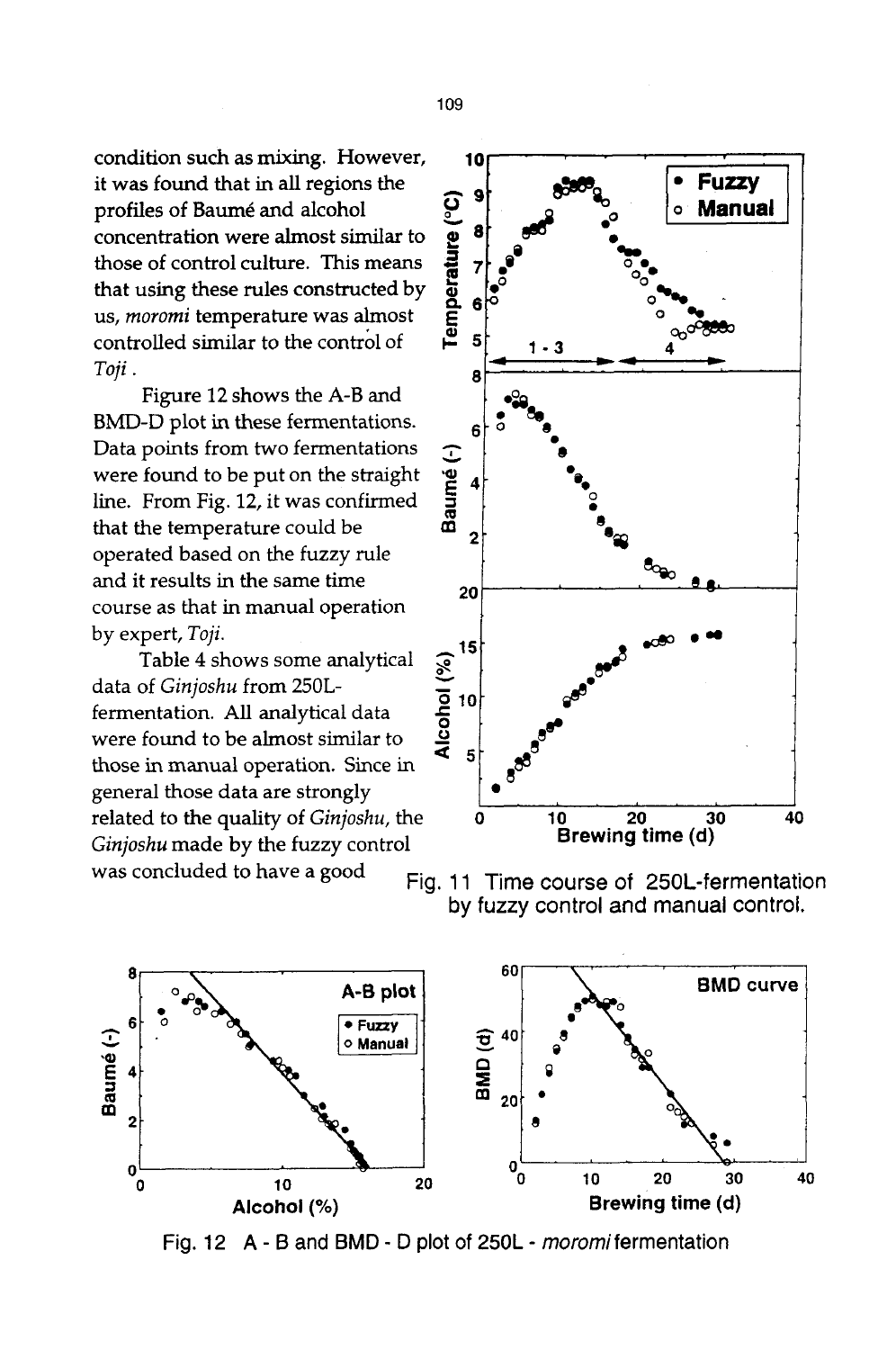condition such as mixing. However, it was found that in all regions the profiles of Baumé and alcohol concentration were almost similar to those of control culture. This means that using these rules constructed by us, *moromi* temperature was almost controlled similar to the control of *Toji*.

Figure 12 shows the A-B and BMD-D plot in these fermentations. Data points from two fermentations were found to be put on the straight line. From Fig. 12, it was confirmed that the temperature could be operated based on the fuzzy rule and it results in the same time course as that in manual operation by expert, *Toji*.

Table 4 shows some analytical data of *Ginjoshu* from 250L-fermentation. All analytical data were found to be almost similar to those in manual operation. Since in general those data are strongly related to the quality of *Ginjoshu*, the *Ginjoshu* made by the fuzzy control was concluded to have a good

Fig. 11 Time course of 250L-fermentation by fuzzy control and manual control.

Fig. 12 A - B and BMD - D plot of 250L - *moromi* fermentation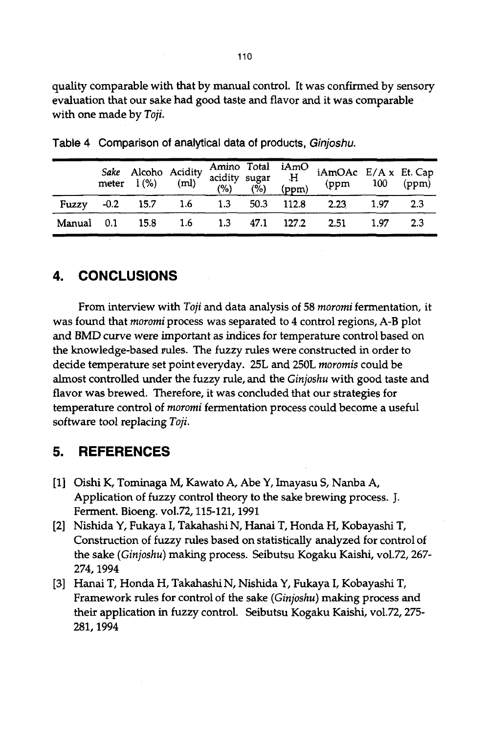quality comparable with that by manual control. It was confirmed by sensory evaluation that our sake had good taste and flavor and it was comparable with one made by *Toji*.

Table 4 Comparison of analytical data of products, *Ginjoshu*.

| | *Sake* meter | Alcohol (%) | Acidity (ml) | Amino acidity (%) | Total sugar (%) | iAmOH (ppm) | iAmOAc (ppm | E/A x 100 | Et. Cap (ppm) |
|---|---|---|---|---|---|---|---|---|---|
| Fuzzy | -0.2 | 15.7 | 1.6 | 1.3 | 50.3 | 112.8 | 2.23 | 1.97 | 2.3 |
| Manual | 0.1 | 15.8 | 1.6 | 1.3 | 47.1 | 127.2 | 2.51 | 1.97 | 2.3 |

## 4. CONCLUSIONS

From interview with *Toji* and data analysis of 58 *moromi* fermentation, it was found that *moromi* process was separated to 4 control regions, A-B plot and BMD curve were important as indices for temperature control based on the knowledge-based rules. The fuzzy rules were constructed in order to decide temperature set point everyday. 25L and 250L *moromis* could be almost controlled under the fuzzy rule, and the *Ginjoshu* with good taste and flavor was brewed. Therefore, it was concluded that our strategies for temperature control of *moromi* fermentation process could become a useful software tool replacing *Toji*.

## 5. REFERENCES

[1] Oishi K, Tominaga M, Kawato A, Abe Y, Imayasu S, Nanba A, Application of fuzzy control theory to the sake brewing process. J. Ferment. Bioeng. vol.72, 115-121, 1991

[2] Nishida Y, Fukaya I, Takahashi N, Hanai T, Honda H, Kobayashi T, Construction of fuzzy rules based on statistically analyzed for control of the sake (*Ginjoshu*) making process. Seibutsu Kogaku Kaishi, vol.72, 267-274, 1994

[3] Hanai T, Honda H, Takahashi N, Nishida Y, Fukaya I, Kobayashi T, Framework rules for control of the sake (*Ginjoshu*) making process and their application in fuzzy control. Seibutsu Kogaku Kaishi, vol.72, 275-281, 1994